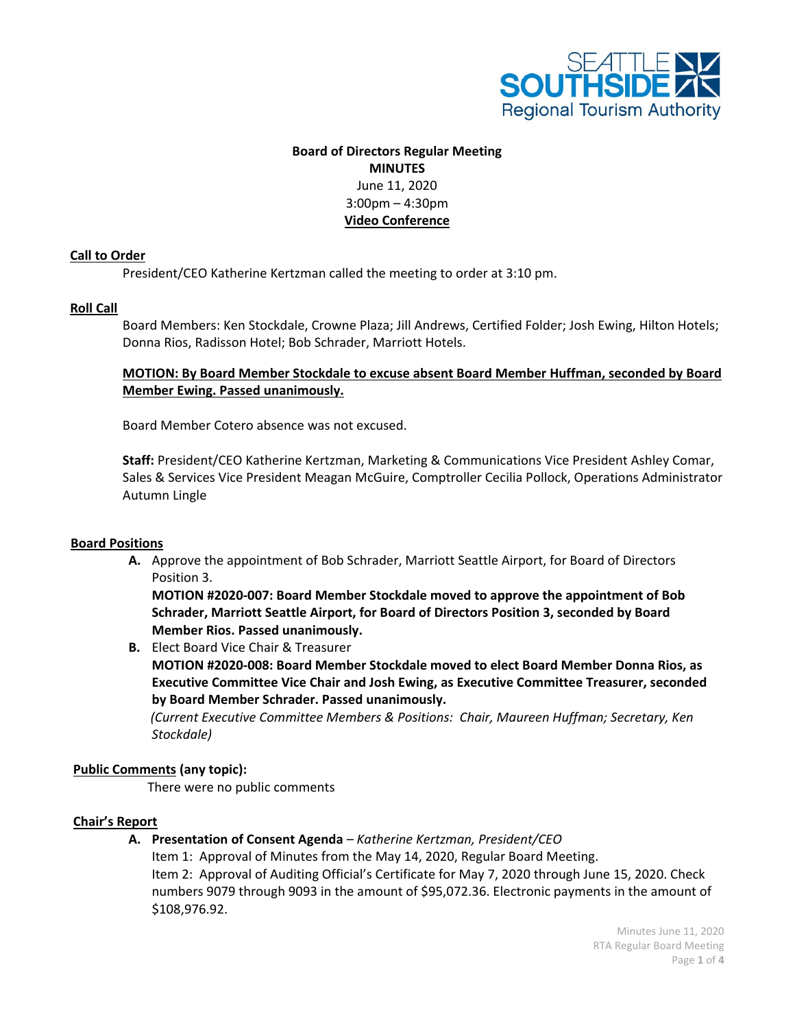**Board of Directors Regular Meeting**
**MINUTES**
June 11, 2020
3:00pm – 4:30pm
**Video Conference**

## Call to Order

President/CEO Katherine Kertzman called the meeting to order at 3:10 pm.

## Roll Call

Board Members: Ken Stockdale, Crowne Plaza; Jill Andrews, Certified Folder; Josh Ewing, Hilton Hotels; Donna Rios, Radisson Hotel; Bob Schrader, Marriott Hotels.

**MOTION: By Board Member Stockdale to excuse absent Board Member Huffman, seconded by Board Member Ewing. Passed unanimously.**

Board Member Cotero absence was not excused.

**Staff:** President/CEO Katherine Kertzman, Marketing & Communications Vice President Ashley Comar, Sales & Services Vice President Meagan McGuire, Comptroller Cecilia Pollock, Operations Administrator Autumn Lingle

## Board Positions

**A.** Approve the appointment of Bob Schrader, Marriott Seattle Airport, for Board of Directors Position 3.
**MOTION #2020-007: Board Member Stockdale moved to approve the appointment of Bob Schrader, Marriott Seattle Airport, for Board of Directors Position 3, seconded by Board Member Rios. Passed unanimously.**

**B.** Elect Board Vice Chair & Treasurer
**MOTION #2020-008: Board Member Stockdale moved to elect Board Member Donna Rios, as Executive Committee Vice Chair and Josh Ewing, as Executive Committee Treasurer, seconded by Board Member Schrader. Passed unanimously.**
*(Current Executive Committee Members & Positions: Chair, Maureen Huffman; Secretary, Ken Stockdale)*

## Public Comments (any topic):

There were no public comments

## Chair's Report

**A. Presentation of Consent Agenda** – *Katherine Kertzman, President/CEO*
Item 1: Approval of Minutes from the May 14, 2020, Regular Board Meeting.
Item 2: Approval of Auditing Official's Certificate for May 7, 2020 through June 15, 2020. Check numbers 9079 through 9093 in the amount of $95,072.36. Electronic payments in the amount of $108,976.92.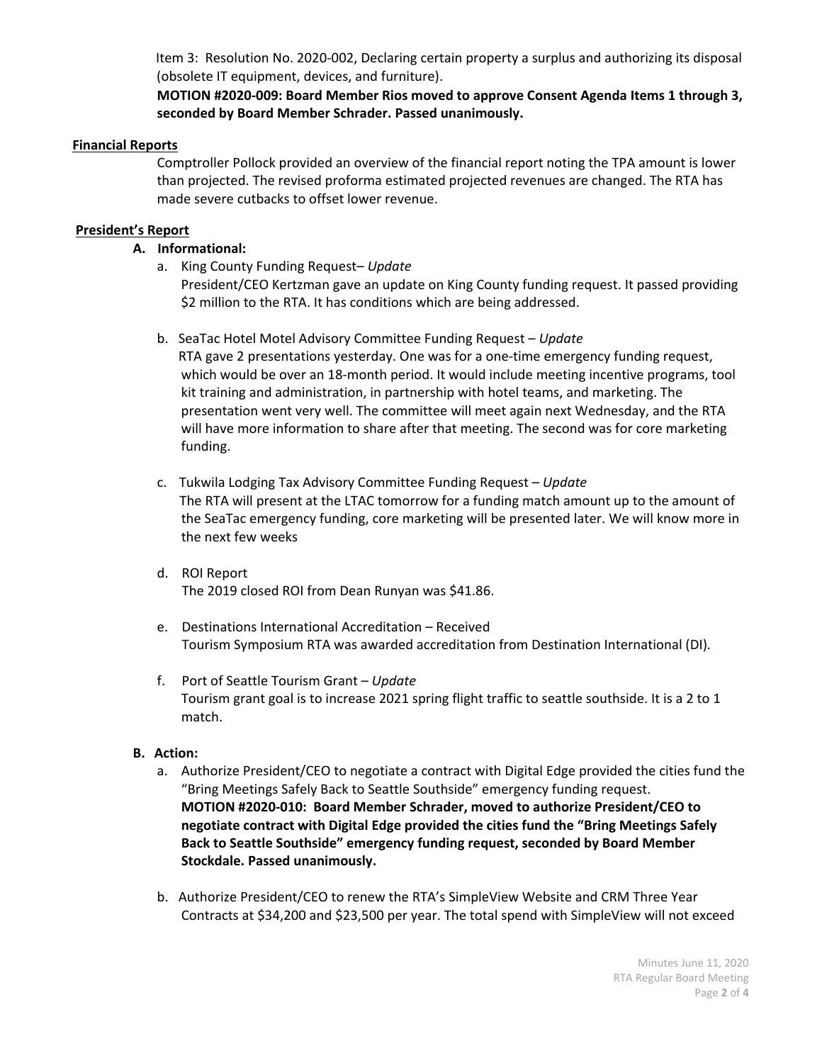Item 3: Resolution No. 2020-002, Declaring certain property a surplus and authorizing its disposal (obsolete IT equipment, devices, and furniture).

**MOTION #2020-009: Board Member Rios moved to approve Consent Agenda Items 1 through 3, seconded by Board Member Schrader. Passed unanimously.**

## Financial Reports

Comptroller Pollock provided an overview of the financial report noting the TPA amount is lower than projected. The revised proforma estimated projected revenues are changed. The RTA has made severe cutbacks to offset lower revenue.

## President's Report

**A. Informational:**

a. King County Funding Request– *Update*
President/CEO Kertzman gave an update on King County funding request. It passed providing $2 million to the RTA. It has conditions which are being addressed.

b. SeaTac Hotel Motel Advisory Committee Funding Request – *Update*
RTA gave 2 presentations yesterday. One was for a one-time emergency funding request, which would be over an 18-month period. It would include meeting incentive programs, tool kit training and administration, in partnership with hotel teams, and marketing. The presentation went very well. The committee will meet again next Wednesday, and the RTA will have more information to share after that meeting. The second was for core marketing funding.

c. Tukwila Lodging Tax Advisory Committee Funding Request – *Update*
The RTA will present at the LTAC tomorrow for a funding match amount up to the amount of the SeaTac emergency funding, core marketing will be presented later. We will know more in the next few weeks

d. ROI Report
The 2019 closed ROI from Dean Runyan was $41.86.

e. Destinations International Accreditation – Received
Tourism Symposium RTA was awarded accreditation from Destination International (DI).

f. Port of Seattle Tourism Grant – *Update*
Tourism grant goal is to increase 2021 spring flight traffic to seattle southside. It is a 2 to 1 match.

**B. Action:**

a. Authorize President/CEO to negotiate a contract with Digital Edge provided the cities fund the "Bring Meetings Safely Back to Seattle Southside" emergency funding request.
**MOTION #2020-010: Board Member Schrader, moved to authorize President/CEO to negotiate contract with Digital Edge provided the cities fund the "Bring Meetings Safely Back to Seattle Southside" emergency funding request, seconded by Board Member Stockdale. Passed unanimously.**

b. Authorize President/CEO to renew the RTA's SimpleView Website and CRM Three Year Contracts at $34,200 and $23,500 per year. The total spend with SimpleView will not exceed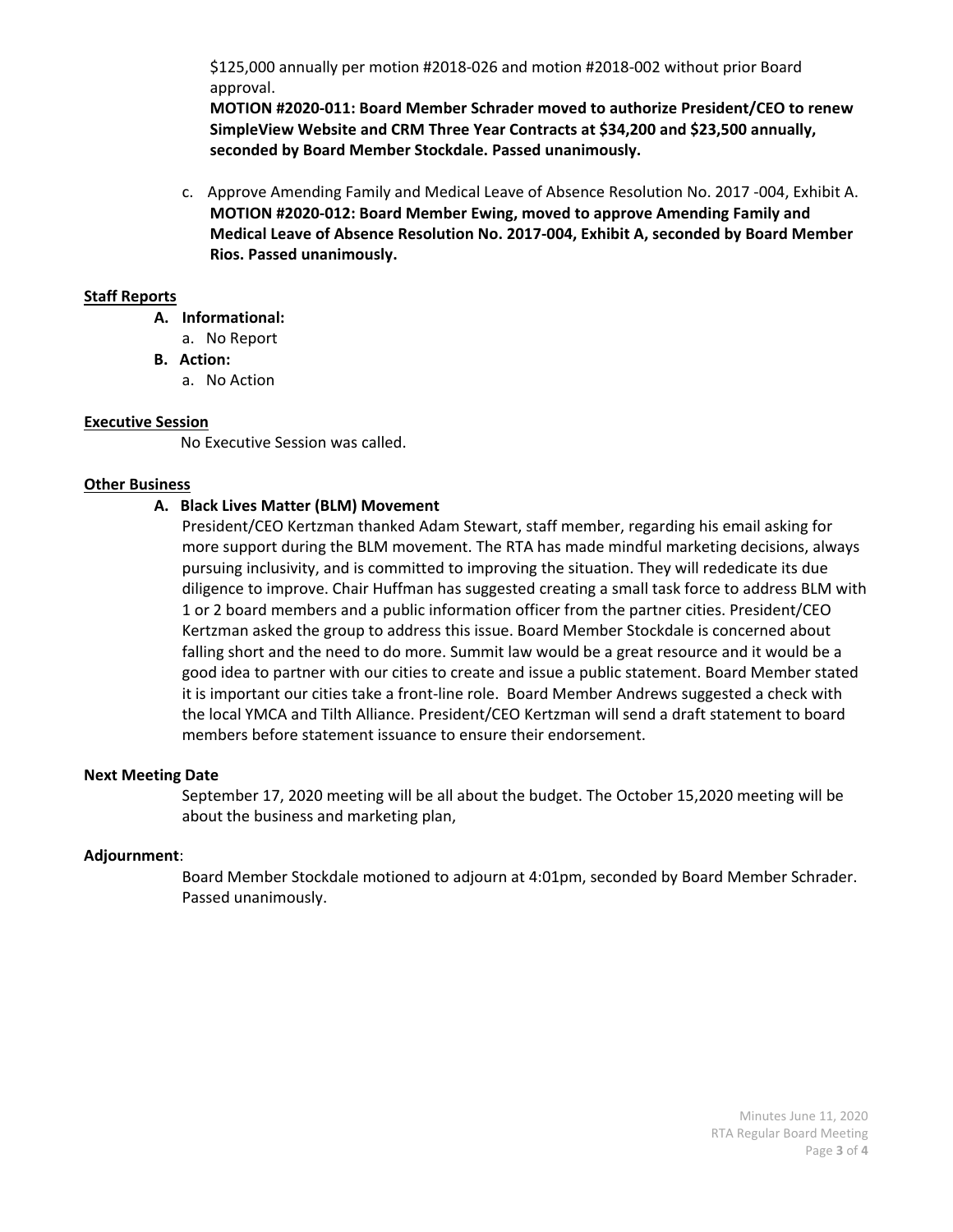$125,000 annually per motion #2018-026 and motion #2018-002 without prior Board approval.

**MOTION #2020-011: Board Member Schrader moved to authorize President/CEO to renew SimpleView Website and CRM Three Year Contracts at $34,200 and $23,500 annually, seconded by Board Member Stockdale. Passed unanimously.**

c. Approve Amending Family and Medical Leave of Absence Resolution No. 2017 -004, Exhibit A.
**MOTION #2020-012: Board Member Ewing, moved to approve Amending Family and Medical Leave of Absence Resolution No. 2017-004, Exhibit A, seconded by Board Member Rios. Passed unanimously.**

**Staff Reports**

- **A. Informational:**
  - a. No Report
- **B. Action:**
  - a. No Action

**Executive Session**

No Executive Session was called.

**Other Business**

**A. Black Lives Matter (BLM) Movement**

President/CEO Kertzman thanked Adam Stewart, staff member, regarding his email asking for more support during the BLM movement. The RTA has made mindful marketing decisions, always pursuing inclusivity, and is committed to improving the situation. They will rededicate its due diligence to improve. Chair Huffman has suggested creating a small task force to address BLM with 1 or 2 board members and a public information officer from the partner cities. President/CEO Kertzman asked the group to address this issue. Board Member Stockdale is concerned about falling short and the need to do more. Summit law would be a great resource and it would be a good idea to partner with our cities to create and issue a public statement. Board Member stated it is important our cities take a front-line role. Board Member Andrews suggested a check with the local YMCA and Tilth Alliance. President/CEO Kertzman will send a draft statement to board members before statement issuance to ensure their endorsement.

**Next Meeting Date**

September 17, 2020 meeting will be all about the budget. The October 15,2020 meeting will be about the business and marketing plan,

**Adjournment**:

Board Member Stockdale motioned to adjourn at 4:01pm, seconded by Board Member Schrader. Passed unanimously.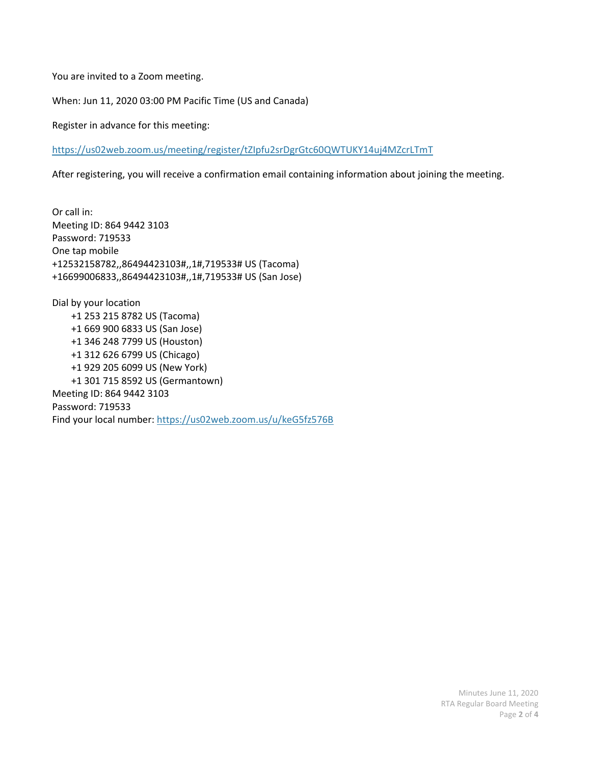You are invited to a Zoom meeting.

When: Jun 11, 2020 03:00 PM Pacific Time (US and Canada)

Register in advance for this meeting:

https://us02web.zoom.us/meeting/register/tZIpfu2srDgrGtc60QWTUKY14uj4MZcrLTmT

After registering, you will receive a confirmation email containing information about joining the meeting.

Or call in:
Meeting ID: 864 9442 3103
Password: 719533
One tap mobile
+12532158782,,86494423103#,,1#,719533# US (Tacoma)
+16699006833,,86494423103#,,1#,719533# US (San Jose)

Dial by your location
- +1 253 215 8782 US (Tacoma)
- +1 669 900 6833 US (San Jose)
- +1 346 248 7799 US (Houston)
- +1 312 626 6799 US (Chicago)
- +1 929 205 6099 US (New York)
- +1 301 715 8592 US (Germantown)

Meeting ID: 864 9442 3103
Password: 719533
Find your local number: https://us02web.zoom.us/u/keG5fz576B